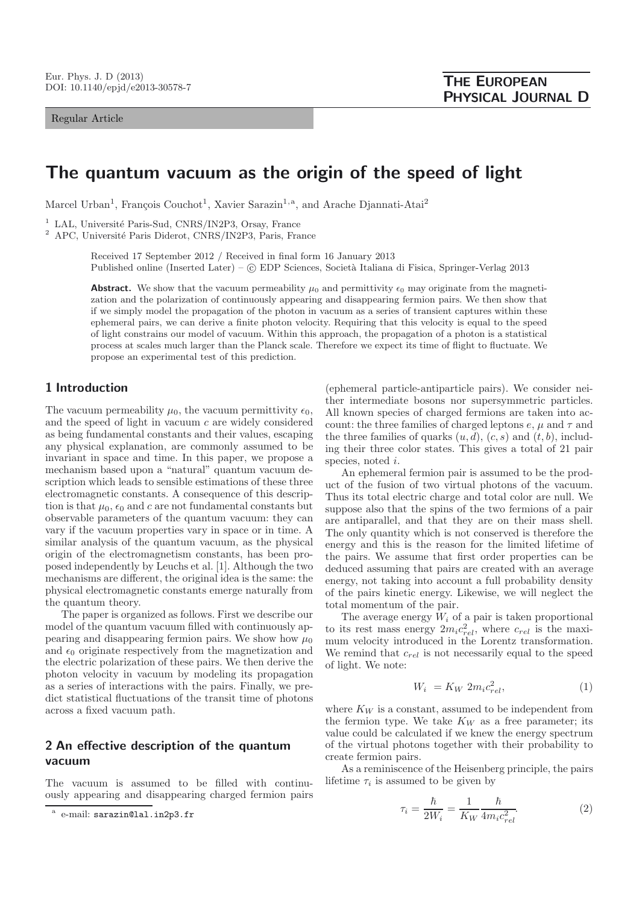Regular Article

# The quantum vacuum as the origin of the speed of light

Marcel Urban[1], François Couchot[1], Xavier Sarazin[1,a], and Arache Djannati-Atai[2]

[1] LAL, Université Paris-Sud, CNRS/IN2P3, Orsay, France

[2] APC, Université Paris Diderot, CNRS/IN2P3, Paris, France

Received 17 September 2012 / Received in final form 16 January 2013
Published online (Inserted Later) – © EDP Sciences, Società Italiana di Fisica, Springer-Verlag 2013

**Abstract.** We show that the vacuum permeability $\mu_0$ and permittivity $\epsilon_0$ may originate from the magnetization and the polarization of continuously appearing and disappearing fermion pairs. We then show that if we simply model the propagation of the photon in vacuum as a series of transient captures within these ephemeral pairs, we can derive a finite photon velocity. Requiring that this velocity is equal to the speed of light constrains our model of vacuum. Within this approach, the propagation of a photon is a statistical process at scales much larger than the Planck scale. Therefore we expect its time of flight to fluctuate. We propose an experimental test of this prediction.

## 1 Introduction

The vacuum permeability $\mu_0$, the vacuum permittivity $\epsilon_0$, and the speed of light in vacuum $c$ are widely considered as being fundamental constants and their values, escaping any physical explanation, are commonly assumed to be invariant in space and time. In this paper, we propose a mechanism based upon a "natural" quantum vacuum description which leads to sensible estimations of these three electromagnetic constants. A consequence of this description is that $\mu_0$, $\epsilon_0$ and $c$ are not fundamental constants but observable parameters of the quantum vacuum: they can vary if the vacuum properties vary in space or in time. A similar analysis of the quantum vacuum, as the physical origin of the electromagnetism constants, has been proposed independently by Leuchs et al. [1]. Although the two mechanisms are different, the original idea is the same: the physical electromagnetic constants emerge naturally from the quantum theory.

The paper is organized as follows. First we describe our model of the quantum vacuum filled with continuously appearing and disappearing fermion pairs. We show how $\mu_0$ and $\epsilon_0$ originate respectively from the magnetization and the electric polarization of these pairs. We then derive the photon velocity in vacuum by modeling its propagation as a series of interactions with the pairs. Finally, we predict statistical fluctuations of the transit time of photons across a fixed vacuum path.

## 2 An effective description of the quantum vacuum

The vacuum is assumed to be filled with continuously appearing and disappearing charged fermion pairs (ephemeral particle-antiparticle pairs). We consider neither intermediate bosons nor supersymmetric particles. All known species of charged fermions are taken into account: the three families of charged leptons $e$, $\mu$ and $\tau$ and the three families of quarks $(u, d)$, $(c, s)$ and $(t, b)$, including their three color states. This gives a total of 21 pair species, noted $i$.

An ephemeral fermion pair is assumed to be the product of the fusion of two virtual photons of the vacuum. Thus its total electric charge and total color are null. We suppose also that the spins of the two fermions of a pair are antiparallel, and that they are on their mass shell. The only quantity which is not conserved is therefore the energy and this is the reason for the limited lifetime of the pairs. We assume that first order properties can be deduced assuming that pairs are created with an average energy, not taking into account a full probability density of the pairs kinetic energy. Likewise, we will neglect the total momentum of the pair.

The average energy $W_i$ of a pair is taken proportional to its rest mass energy $2m_i c_{rel}^2$, where $c_{rel}$ is the maximum velocity introduced in the Lorentz transformation. We remind that $c_{rel}$ is not necessarily equal to the speed of light. We note:

$$W_i = K_W \; 2m_i c_{rel}^2, \tag{1}$$

where $K_W$ is a constant, assumed to be independent from the fermion type. We take $K_W$ as a free parameter; its value could be calculated if we knew the energy spectrum of the virtual photons together with their probability to create fermion pairs.

As a reminiscence of the Heisenberg principle, the pairs lifetime $\tau_i$ is assumed to be given by

$$\tau_i = \frac{\hbar}{2W_i} = \frac{1}{K_W}\frac{\hbar}{4m_i c_{rel}^2}. \tag{2}$$

[a] e-mail: sarazin@lal.in2p3.fr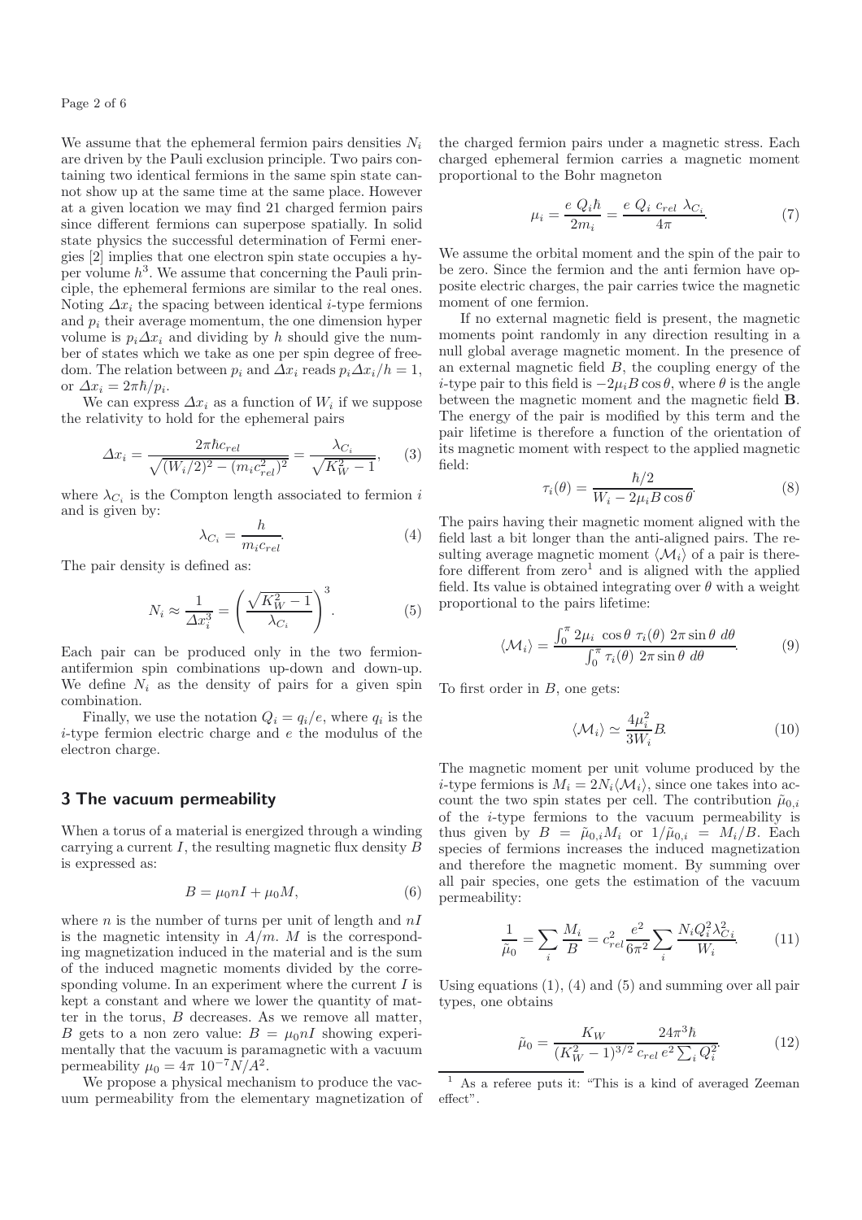We assume that the ephemeral fermion pairs densities $N_i$ are driven by the Pauli exclusion principle. Two pairs containing two identical fermions in the same spin state cannot show up at the same time at the same place. However at a given location we may find 21 charged fermion pairs since different fermions can superpose spatially. In solid state physics the successful determination of Fermi energies [2] implies that one electron spin state occupies a hyper volume $h^3$. We assume that concerning the Pauli principle, the ephemeral fermions are similar to the real ones. Noting $\Delta x_i$ the spacing between identical $i$-type fermions and $p_i$ their average momentum, the one dimension hyper volume is $p_i \Delta x_i$ and dividing by $h$ should give the number of states which we take as one per spin degree of freedom. The relation between $p_i$ and $\Delta x_i$ reads $p_i \Delta x_i / h = 1$, or $\Delta x_i = 2\pi\hbar / p_i$.

We can express $\Delta x_i$ as a function of $W_i$ if we suppose the relativity to hold for the ephemeral pairs

$$\Delta x_i = \frac{2\pi\hbar c_{rel}}{\sqrt{(W_i/2)^2 - (m_i c_{rel}^2)^2}} = \frac{\lambda_{C_i}}{\sqrt{K_W^2 - 1}}, \quad (3)$$

where $\lambda_{C_i}$ is the Compton length associated to fermion $i$ and is given by:

$$\lambda_{C_i} = \frac{h}{m_i c_{rel}}. \quad (4)$$

The pair density is defined as:

$$N_i \approx \frac{1}{\Delta x_i^3} = \left( \frac{\sqrt{K_W^2 - 1}}{\lambda_{C_i}} \right)^3. \quad (5)$$

Each pair can be produced only in the two fermion-antifermion spin combinations up-down and down-up. We define $N_i$ as the density of pairs for a given spin combination.

Finally, we use the notation $Q_i = q_i / e$, where $q_i$ is the $i$-type fermion electric charge and $e$ the modulus of the electron charge.

## 3 The vacuum permeability

When a torus of a material is energized through a winding carrying a current $I$, the resulting magnetic flux density $B$ is expressed as:

$$B = \mu_0 n I + \mu_0 M, \quad (6)$$

where $n$ is the number of turns per unit of length and $nI$ is the magnetic intensity in $A/m$. $M$ is the corresponding magnetization induced in the material and is the sum of the induced magnetic moments divided by the corresponding volume. In an experiment where the current $I$ is kept a constant and where we lower the quantity of matter in the torus, $B$ decreases. As we remove all matter, $B$ gets to a non zero value: $B = \mu_0 n I$ showing experimentally that the vacuum is paramagnetic with a vacuum permeability $\mu_0 = 4\pi \; 10^{-7} N/A^2$.

We propose a physical mechanism to produce the vacuum permeability from the elementary magnetization of the charged fermion pairs under a magnetic stress. Each charged ephemeral fermion carries a magnetic moment proportional to the Bohr magneton

$$\mu_i = \frac{e \; Q_i \hbar}{2 m_i} = \frac{e \; Q_i \; c_{rel} \; \lambda_{C_i}}{4\pi}. \quad (7)$$

We assume the orbital moment and the spin of the pair to be zero. Since the fermion and the anti fermion have opposite electric charges, the pair carries twice the magnetic moment of one fermion.

If no external magnetic field is present, the magnetic moments point randomly in any direction resulting in a null global average magnetic moment. In the presence of an external magnetic field $B$, the coupling energy of the $i$-type pair to this field is $-2\mu_i B \cos\theta$, where $\theta$ is the angle between the magnetic moment and the magnetic field $\mathbf{B}$. The energy of the pair is modified by this term and the pair lifetime is therefore a function of the orientation of its magnetic moment with respect to the applied magnetic field:

$$\tau_i(\theta) = \frac{\hbar/2}{W_i - 2\mu_i B \cos\theta}. \quad (8)$$

The pairs having their magnetic moment aligned with the field last a bit longer than the anti-aligned pairs. The resulting average magnetic moment $\langle \mathcal{M}_i \rangle$ of a pair is therefore different from zero[1] and is aligned with the applied field. Its value is obtained integrating over $\theta$ with a weight proportional to the pairs lifetime:

$$\langle \mathcal{M}_i \rangle = \frac{\int_0^\pi 2\mu_i \; \cos\theta \; \tau_i(\theta) \; 2\pi \sin\theta \; d\theta}{\int_0^\pi \tau_i(\theta) \; 2\pi \sin\theta \; d\theta}. \quad (9)$$

To first order in $B$, one gets:

$$\langle \mathcal{M}_i \rangle \simeq \frac{4\mu_i^2}{3W_i} B. \quad (10)$$

The magnetic moment per unit volume produced by the $i$-type fermions is $M_i = 2N_i \langle \mathcal{M}_i \rangle$, since one takes into account the two spin states per cell. The contribution $\tilde{\mu}_{0,i}$ of the $i$-type fermions to the vacuum permeability is thus given by $B = \tilde{\mu}_{0,i} M_i$ or $1/\tilde{\mu}_{0,i} = M_i / B$. Each species of fermions increases the induced magnetization and therefore the magnetic moment. By summing over all pair species, one gets the estimation of the vacuum permeability:

$$\frac{1}{\tilde{\mu}_0} = \sum_i \frac{M_i}{B} = c_{rel}^2 \frac{e^2}{6\pi^2} \sum_i \frac{N_i Q_i^2 \lambda_{C_i}^2}{W_i}. \quad (11)$$

Using equations (1), (4) and (5) and summing over all pair types, one obtains

$$\tilde{\mu}_0 = \frac{K_W}{(K_W^2 - 1)^{3/2}} \frac{24\pi^3 \hbar}{c_{rel} \, e^2 \sum_i Q_i^2}. \quad (12)$$

[1] As a referee puts it: "This is a kind of averaged Zeeman effect".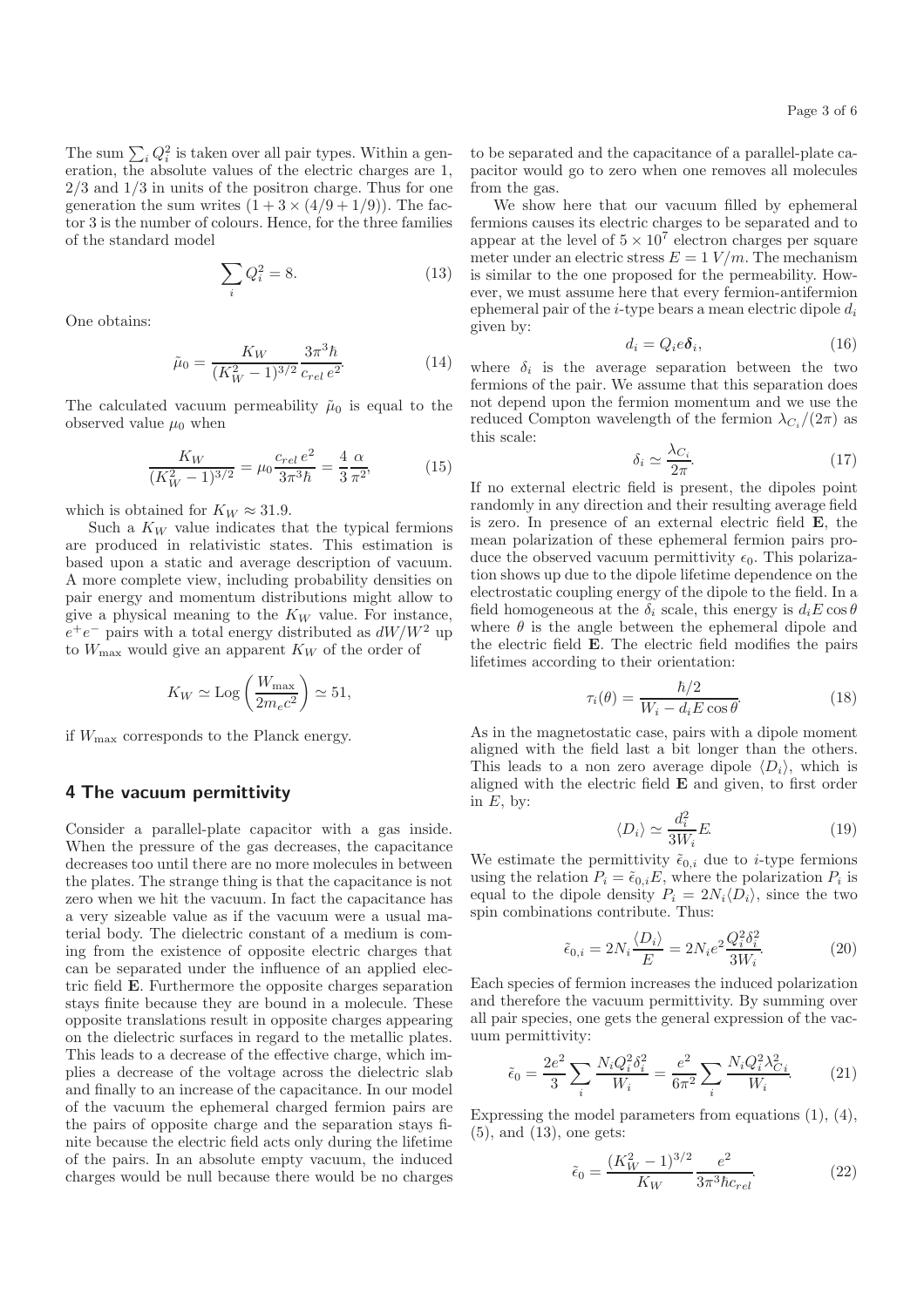The sum $\sum_i Q_i^2$ is taken over all pair types. Within a generation, the absolute values of the electric charges are 1, 2/3 and 1/3 in units of the positron charge. Thus for one generation the sum writes $(1+3\times(4/9+1/9))$. The factor 3 is the number of colours. Hence, for the three families of the standard model

$$\sum_i Q_i^2 = 8. \tag{13}$$

One obtains:

$$\tilde{\mu}_0 = \frac{K_W}{(K_W^2-1)^{3/2}} \frac{3\pi^3\hbar}{c_{rel}\, e^2}. \tag{14}$$

The calculated vacuum permeability $\tilde{\mu}_0$ is equal to the observed value $\mu_0$ when

$$\frac{K_W}{(K_W^2-1)^{3/2}} = \mu_0 \frac{c_{rel}\, e^2}{3\pi^3\hbar} = \frac{4}{3}\frac{\alpha}{\pi^2}, \tag{15}$$

which is obtained for $K_W \approx 31.9$.

Such a $K_W$ value indicates that the typical fermions are produced in relativistic states. This estimation is based upon a static and average description of vacuum. A more complete view, including probability densities on pair energy and momentum distributions might allow to give a physical meaning to the $K_W$ value. For instance, $e^+e^-$ pairs with a total energy distributed as $dW/W^2$ up to $W_{\max}$ would give an apparent $K_W$ of the order of

$$K_W \simeq \mathrm{Log}\left(\frac{W_{\max}}{2m_e c^2}\right) \simeq 51,$$

if $W_{\max}$ corresponds to the Planck energy.

## 4 The vacuum permittivity

Consider a parallel-plate capacitor with a gas inside. When the pressure of the gas decreases, the capacitance decreases too until there are no more molecules in between the plates. The strange thing is that the capacitance is not zero when we hit the vacuum. In fact the capacitance has a very sizeable value as if the vacuum were a usual material body. The dielectric constant of a medium is coming from the existence of opposite electric charges that can be separated under the influence of an applied electric field $\mathbf{E}$. Furthermore the opposite charges separation stays finite because they are bound in a molecule. These opposite translations result in opposite charges appearing on the dielectric surfaces in regard to the metallic plates. This leads to a decrease of the effective charge, which implies a decrease of the voltage across the dielectric slab and finally to an increase of the capacitance. In our model of the vacuum the ephemeral charged fermion pairs are the pairs of opposite charge and the separation stays finite because the electric field acts only during the lifetime of the pairs. In an absolute empty vacuum, the induced charges would be null because there would be no charges to be separated and the capacitance of a parallel-plate capacitor would go to zero when one removes all molecules from the gas.

We show here that our vacuum filled by ephemeral fermions causes its electric charges to be separated and to appear at the level of $5\times10^7$ electron charges per square meter under an electric stress $E = 1\ V/m$. The mechanism is similar to the one proposed for the permeability. However, we must assume here that every fermion-antifermion ephemeral pair of the $i$-type bears a mean electric dipole $d_i$ given by:

$$d_i = Q_i e \boldsymbol{\delta}_i, \tag{16}$$

where $\delta_i$ is the average separation between the two fermions of the pair. We assume that this separation does not depend upon the fermion momentum and we use the reduced Compton wavelength of the fermion $\lambda_{C_i}/(2\pi)$ as this scale:

$$\delta_i \simeq \frac{\lambda_{C_i}}{2\pi}. \tag{17}$$

If no external electric field is present, the dipoles point randomly in any direction and their resulting average field is zero. In presence of an external electric field $\mathbf{E}$, the mean polarization of these ephemeral fermion pairs produce the observed vacuum permittivity $\epsilon_0$. This polarization shows up due to the dipole lifetime dependence on the electrostatic coupling energy of the dipole to the field. In a field homogeneous at the $\delta_i$ scale, this energy is $d_i E\cos\theta$ where $\theta$ is the angle between the ephemeral dipole and the electric field $\mathbf{E}$. The electric field modifies the pairs lifetimes according to their orientation:

$$\tau_i(\theta) = \frac{\hbar/2}{W_i - d_i E\cos\theta}. \tag{18}$$

As in the magnetostatic case, pairs with a dipole moment aligned with the field last a bit longer than the others. This leads to a non zero average dipole $\langle D_i\rangle$, which is aligned with the electric field $\mathbf{E}$ and given, to first order in $E$, by:

$$\langle D_i\rangle \simeq \frac{d_i^2}{3W_i}E. \tag{19}$$

We estimate the permittivity $\tilde{\epsilon}_{0,i}$ due to $i$-type fermions using the relation $P_i = \tilde{\epsilon}_{0,i}E$, where the polarization $P_i$ is equal to the dipole density $P_i = 2N_i\langle D_i\rangle$, since the two spin combinations contribute. Thus:

$$\tilde{\epsilon}_{0,i} = 2N_i\frac{\langle D_i\rangle}{E} = 2N_i e^2\frac{Q_i^2\delta_i^2}{3W_i}. \tag{20}$$

Each species of fermion increases the induced polarization and therefore the vacuum permittivity. By summing over all pair species, one gets the general expression of the vacuum permittivity:

$$\tilde{\epsilon}_0 = \frac{2e^2}{3}\sum_i\frac{N_i Q_i^2\delta_i^2}{W_i} = \frac{e^2}{6\pi^2}\sum_i\frac{N_i Q_i^2\lambda_{Ci}^2}{W_i}. \tag{21}$$

Expressing the model parameters from equations (1), (4), (5), and (13), one gets:

$$\tilde{\epsilon}_0 = \frac{(K_W^2-1)^{3/2}}{K_W}\frac{e^2}{3\pi^3\hbar c_{rel}}. \tag{22}$$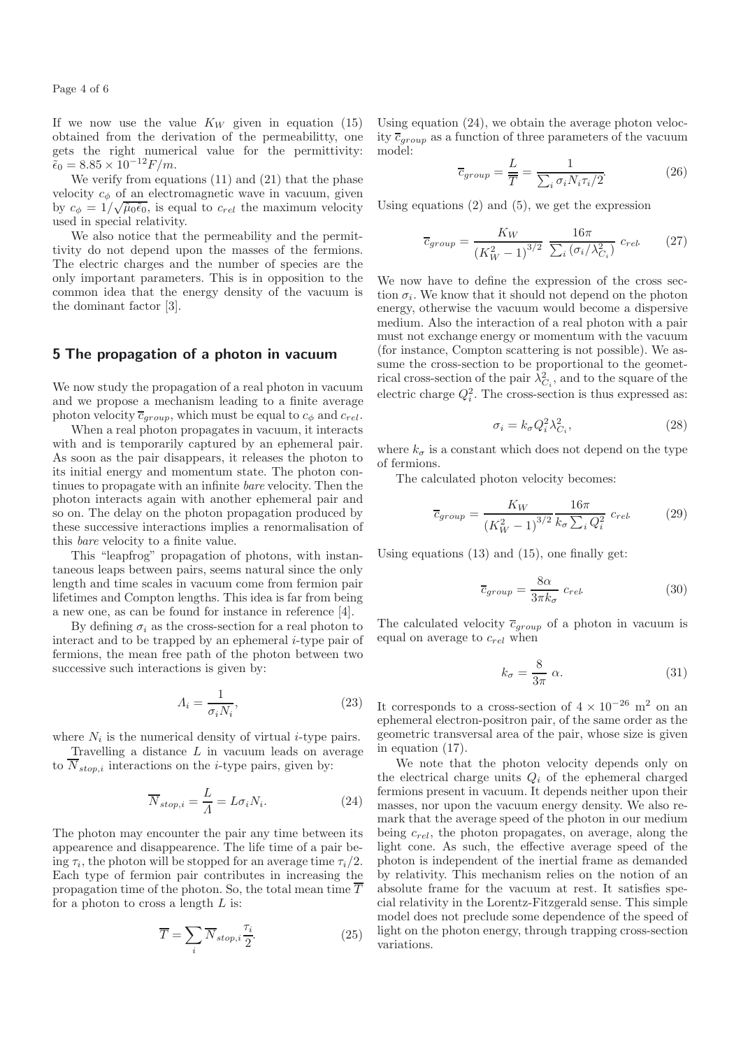If we now use the value $K_W$ given in equation (15) obtained from the derivation of the permeabilitty, one gets the right numerical value for the permittivity: $\tilde{\epsilon}_0 = 8.85 \times 10^{-12} F/m$.

We verify from equations (11) and (21) that the phase velocity $c_\phi$ of an electromagnetic wave in vacuum, given by $c_\phi = 1/\sqrt{\tilde{\mu}_0 \tilde{\epsilon}_0}$, is equal to $c_{rel}$ the maximum velocity used in special relativity.

We also notice that the permeability and the permittivity do not depend upon the masses of the fermions. The electric charges and the number of species are the only important parameters. This is in opposition to the common idea that the energy density of the vacuum is the dominant factor [3].

## 5 The propagation of a photon in vacuum

We now study the propagation of a real photon in vacuum and we propose a mechanism leading to a finite average photon velocity $\overline{c}_{group}$, which must be equal to $c_\phi$ and $c_{rel}$.

When a real photon propagates in vacuum, it interacts with and is temporarily captured by an ephemeral pair. As soon as the pair disappears, it releases the photon to its initial energy and momentum state. The photon continues to propagate with an infinite *bare* velocity. Then the photon interacts again with another ephemeral pair and so on. The delay on the photon propagation produced by these successive interactions implies a renormalisation of this *bare* velocity to a finite value.

This "leapfrog" propagation of photons, with instantaneous leaps between pairs, seems natural since the only length and time scales in vacuum come from fermion pair lifetimes and Compton lengths. This idea is far from being a new one, as can be found for instance in reference [4].

By defining $\sigma_i$ as the cross-section for a real photon to interact and to be trapped by an ephemeral $i$-type pair of fermions, the mean free path of the photon between two successive such interactions is given by:

$$\Lambda_i = \frac{1}{\sigma_i N_i}, \tag{23}$$

where $N_i$ is the numerical density of virtual $i$-type pairs.

Travelling a distance $L$ in vacuum leads on average to $\overline{N}_{stop,i}$ interactions on the $i$-type pairs, given by:

$$\overline{N}_{stop,i} = \frac{L}{\Lambda} = L \sigma_i N_i. \tag{24}$$

The photon may encounter the pair any time between its appearence and disappearence. The life time of a pair being $\tau_i$, the photon will be stopped for an average time $\tau_i/2$. Each type of fermion pair contributes in increasing the propagation time of the photon. So, the total mean time $\overline{T}$ for a photon to cross a length $L$ is:

$$\overline{T} = \sum_i \overline{N}_{stop,i} \frac{\tau_i}{2}. \tag{25}$$

Using equation (24), we obtain the average photon velocity $\overline{c}_{group}$ as a function of three parameters of the vacuum model:

$$\overline{c}_{group} = \frac{L}{\overline{T}} = \frac{1}{\sum_i \sigma_i N_i \tau_i/2}. \tag{26}$$

Using equations (2) and (5), we get the expression

$$\overline{c}_{group} = \frac{K_W}{\left(K_W^2 - 1\right)^{3/2}} \; \frac{16\pi}{\sum_i \left(\sigma_i/\lambda_{C_i}^2\right)} \; c_{rel}. \tag{27}$$

We now have to define the expression of the cross section $\sigma_i$. We know that it should not depend on the photon energy, otherwise the vacuum would become a dispersive medium. Also the interaction of a real photon with a pair must not exchange energy or momentum with the vacuum (for instance, Compton scattering is not possible). We assume the cross-section to be proportional to the geometrical cross-section of the pair $\lambda_{C_i}^2$, and to the square of the electric charge $Q_i^2$. The cross-section is thus expressed as:

$$\sigma_i = k_\sigma Q_i^2 \lambda_{C_i}^2, \tag{28}$$

where $k_\sigma$ is a constant which does not depend on the type of fermions.

The calculated photon velocity becomes:

$$\overline{c}_{group} = \frac{K_W}{\left(K_W^2 - 1\right)^{3/2}} \frac{16\pi}{k_\sigma \sum_i Q_i^2} \; c_{rel}. \tag{29}$$

Using equations (13) and (15), one finally get:

$$\overline{c}_{group} = \frac{8\alpha}{3\pi k_\sigma} \; c_{rel}. \tag{30}$$

The calculated velocity $\overline{c}_{group}$ of a photon in vacuum is equal on average to $c_{rel}$ when

$$k_\sigma = \frac{8}{3\pi} \; \alpha. \tag{31}$$

It corresponds to a cross-section of $4 \times 10^{-26}$ m$^2$ on an ephemeral electron-positron pair, of the same order as the geometric transversal area of the pair, whose size is given in equation (17).

We note that the photon velocity depends only on the electrical charge units $Q_i$ of the ephemeral charged fermions present in vacuum. It depends neither upon their masses, nor upon the vacuum energy density. We also remark that the average speed of the photon in our medium being $c_{rel}$, the photon propagates, on average, along the light cone. As such, the effective average speed of the photon is independent of the inertial frame as demanded by relativity. This mechanism relies on the notion of an absolute frame for the vacuum at rest. It satisfies special relativity in the Lorentz-Fitzgerald sense. This simple model does not preclude some dependence of the speed of light on the photon energy, through trapping cross-section variations.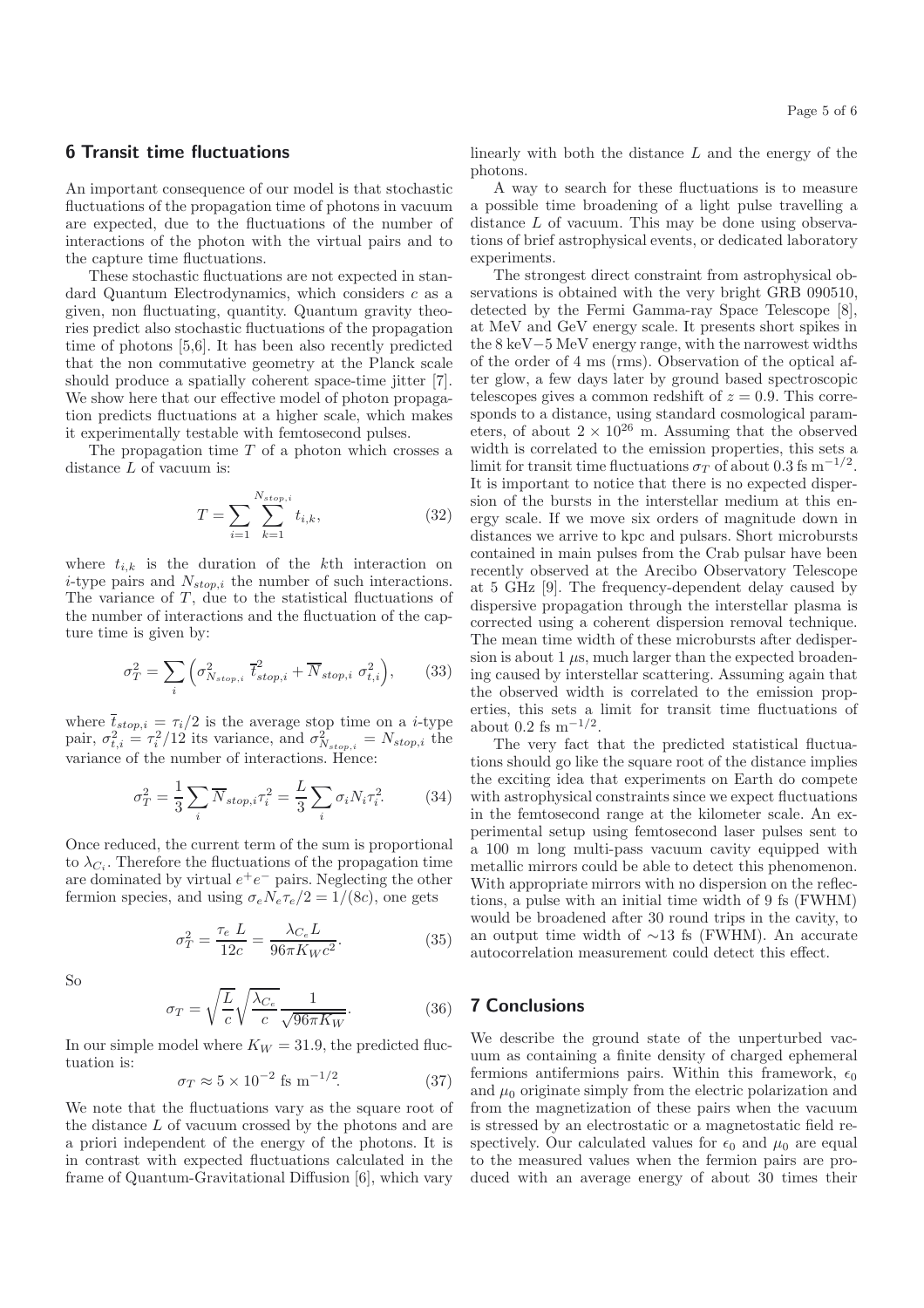## 6 Transit time fluctuations

An important consequence of our model is that stochastic fluctuations of the propagation time of photons in vacuum are expected, due to the fluctuations of the number of interactions of the photon with the virtual pairs and to the capture time fluctuations.

These stochastic fluctuations are not expected in standard Quantum Electrodynamics, which considers $c$ as a given, non fluctuating, quantity. Quantum gravity theories predict also stochastic fluctuations of the propagation time of photons [5,6]. It has been also recently predicted that the non commutative geometry at the Planck scale should produce a spatially coherent space-time jitter [7]. We show here that our effective model of photon propagation predicts fluctuations at a higher scale, which makes it experimentally testable with femtosecond pulses.

The propagation time $T$ of a photon which crosses a distance $L$ of vacuum is:

$$T = \sum_{i=1} \sum_{k=1}^{N_{stop,i}} t_{i,k}, \tag{32}$$

where $t_{i,k}$ is the duration of the $k$th interaction on $i$-type pairs and $N_{stop,i}$ the number of such interactions. The variance of $T$, due to the statistical fluctuations of the number of interactions and the fluctuation of the capture time is given by:

$$\sigma_T^2 = \sum_i \left( \sigma_{N_{stop,i}}^2 \; \overline{t}_{stop,i}^2 + \overline{N}_{stop,i} \; \sigma_{t,i}^2 \right), \tag{33}$$

where $\overline{t}_{stop,i} = \tau_i/2$ is the average stop time on a $i$-type pair, $\sigma_{t,i}^2 = \tau_i^2/12$ its variance, and $\sigma_{N_{stop,i}}^2 = N_{stop,i}$ the variance of the number of interactions. Hence:

$$\sigma_T^2 = \frac{1}{3} \sum_i \overline{N}_{stop,i} \tau_i^2 = \frac{L}{3} \sum_i \sigma_i N_i \tau_i^2. \tag{34}$$

Once reduced, the current term of the sum is proportional to $\lambda_{C_i}$. Therefore the fluctuations of the propagation time are dominated by virtual $e^+e^-$ pairs. Neglecting the other fermion species, and using $\sigma_e N_e \tau_e/2 = 1/(8c)$, one gets

$$\sigma_T^2 = \frac{\tau_e \; L}{12c} = \frac{\lambda_{C_e} L}{96 \pi K_W c^2}. \tag{35}$$

So

$$\sigma_T = \sqrt{\frac{L}{c}} \sqrt{\frac{\lambda_{C_e}}{c}} \frac{1}{\sqrt{96 \pi K_W}}. \tag{36}$$

In our simple model where $K_W = 31.9$, the predicted fluctuation is:

$$\sigma_T \approx 5 \times 10^{-2} \text{ fs m}^{-1/2}. \tag{37}$$

We note that the fluctuations vary as the square root of the distance $L$ of vacuum crossed by the photons and are a priori independent of the energy of the photons. It is in contrast with expected fluctuations calculated in the frame of Quantum-Gravitational Diffusion [6], which vary linearly with both the distance $L$ and the energy of the photons.

A way to search for these fluctuations is to measure a possible time broadening of a light pulse travelling a distance $L$ of vacuum. This may be done using observations of brief astrophysical events, or dedicated laboratory experiments.

The strongest direct constraint from astrophysical observations is obtained with the very bright GRB 090510, detected by the Fermi Gamma-ray Space Telescope [8], at MeV and GeV energy scale. It presents short spikes in the 8 keV−5 MeV energy range, with the narrowest widths of the order of 4 ms (rms). Observation of the optical after glow, a few days later by ground based spectroscopic telescopes gives a common redshift of $z = 0.9$. This corresponds to a distance, using standard cosmological parameters, of about $2 \times 10^{26}$ m. Assuming that the observed width is correlated to the emission properties, this sets a limit for transit time fluctuations $\sigma_T$ of about 0.3 fs $\text{m}^{-1/2}$. It is important to notice that there is no expected dispersion of the bursts in the interstellar medium at this energy scale. If we move six orders of magnitude down in distances we arrive to kpc and pulsars. Short microbursts contained in main pulses from the Crab pulsar have been recently observed at the Arecibo Observatory Telescope at 5 GHz [9]. The frequency-dependent delay caused by dispersive propagation through the interstellar plasma is corrected using a coherent dispersion removal technique. The mean time width of these microbursts after dedispersion is about 1 $\mu$s, much larger than the expected broadening caused by interstellar scattering. Assuming again that the observed width is correlated to the emission properties, this sets a limit for transit time fluctuations of about 0.2 fs $\text{m}^{-1/2}$.

The very fact that the predicted statistical fluctuations should go like the square root of the distance implies the exciting idea that experiments on Earth do compete with astrophysical constraints since we expect fluctuations in the femtosecond range at the kilometer scale. An experimental setup using femtosecond laser pulses sent to a 100 m long multi-pass vacuum cavity equipped with metallic mirrors could be able to detect this phenomenon. With appropriate mirrors with no dispersion on the reflections, a pulse with an initial time width of 9 fs (FWHM) would be broadened after 30 round trips in the cavity, to an output time width of ∼13 fs (FWHM). An accurate autocorrelation measurement could detect this effect.

## 7 Conclusions

We describe the ground state of the unperturbed vacuum as containing a finite density of charged ephemeral fermions antifermions pairs. Within this framework, $\epsilon_0$ and $\mu_0$ originate simply from the electric polarization and from the magnetization of these pairs when the vacuum is stressed by an electrostatic or a magnetostatic field respectively. Our calculated values for $\epsilon_0$ and $\mu_0$ are equal to the measured values when the fermion pairs are produced with an average energy of about 30 times their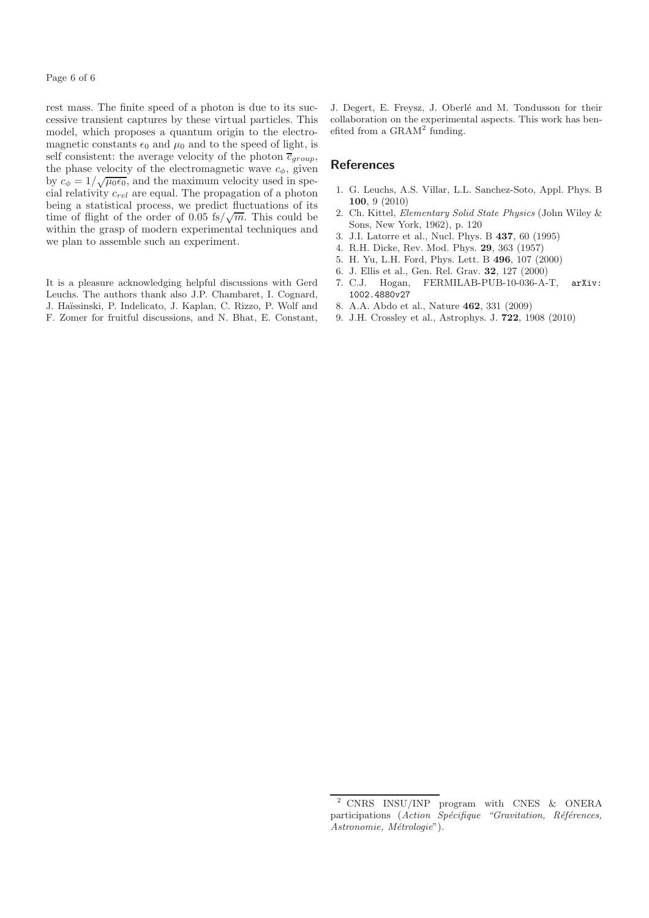rest mass. The finite speed of a photon is due to its successive transient captures by these virtual particles. This model, which proposes a quantum origin to the electromagnetic constants $\epsilon_0$ and $\mu_0$ and to the speed of light, is self consistent: the average velocity of the photon $\overline{c}_{group}$, the phase velocity of the electromagnetic wave $c_\phi$, given by $c_\phi = 1/\sqrt{\mu_0 \epsilon_0}$, and the maximum velocity used in special relativity $c_{rel}$ are equal. The propagation of a photon being a statistical process, we predict fluctuations of its time of flight of the order of 0.05 fs/$\sqrt{m}$. This could be within the grasp of modern experimental techniques and we plan to assemble such an experiment.

It is a pleasure acknowledging helpful discussions with Gerd Leuchs. The authors thank also J.P. Chambaret, I. Cognard, J. Haïssinski, P. Indelicato, J. Kaplan, C. Rizzo, P. Wolf and F. Zomer for fruitful discussions, and N. Bhat, E. Constant, J. Degert, E. Freysz, J. Oberlé and M. Tondusson for their collaboration on the experimental aspects. This work has benefited from a GRAM[2] funding.

## References

1. G. Leuchs, A.S. Villar, L.L. Sanchez-Soto, Appl. Phys. B **100**, 9 (2010)
2. Ch. Kittel, *Elementary Solid State Physics* (John Wiley & Sons, New York, 1962), p. 120
3. J.I. Latorre et al., Nucl. Phys. B **437**, 60 (1995)
4. R.H. Dicke, Rev. Mod. Phys. **29**, 363 (1957)
5. H. Yu, L.H. Ford, Phys. Lett. B **496**, 107 (2000)
6. J. Ellis et al., Gen. Rel. Grav. **32**, 127 (2000)
7. C.J. Hogan, FERMILAB-PUB-10-036-A-T, arXiv: 1002.4880v27
8. A.A. Abdo et al., Nature **462**, 331 (2009)
9. J.H. Crossley et al., Astrophys. J. **722**, 1908 (2010)

[2] CNRS INSU/INP program with CNES & ONERA participations (*Action Spécifique "Gravitation, Références, Astronomie, Métrologie"*).